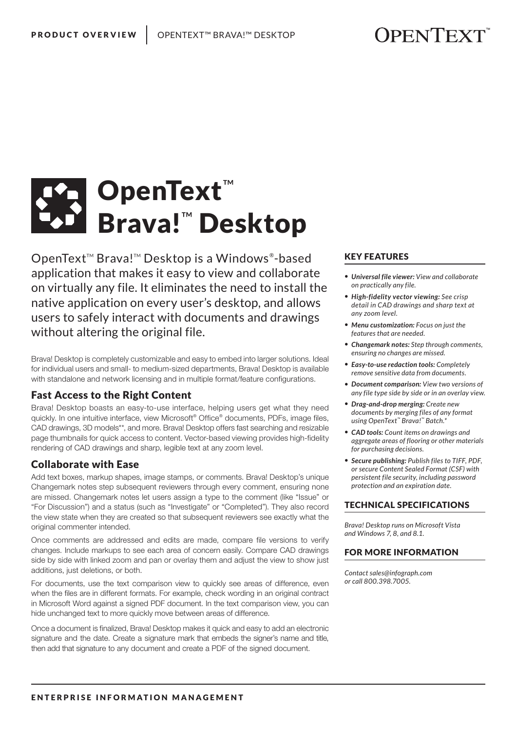PRODUCT OVERVIEW | OPENTEXT™ BRAVA!™ DESKTOP

# OpenText™ Brava!™ Desktop

OpenText™ Brava!™ Desktop is a Windows®-based application that makes it easy to view and collaborate on virtually any file. It eliminates the need to install the native application on every user's desktop, and allows users to safely interact with documents and drawings without altering the original file.

Brava! Desktop is completely customizable and easy to embed into larger solutions. Ideal for individual users and small- to medium-sized departments, Brava! Desktop is available with standalone and network licensing and in multiple format/feature configurations.

## Fast Access to the Right Content

Brava! Desktop boasts an easy-to-use interface, helping users get what they need quickly. In one intuitive interface, view Microsoft® Office® documents, PDFs, image files, CAD drawings, 3D models**, and more. Brava! Desktop offers fast searching and resizable page thumbnails for quick access to content. Vector-based viewing provides high-fidelity rendering of CAD drawings and sharp, legible text at any zoom level.

## Collaborate with Ease

Add text boxes, markup shapes, image stamps, or comments. Brava! Desktop's unique Changemark notes step subsequent reviewers through every comment, ensuring none are missed. Changemark notes let users assign a type to the comment (like "Issue" or "For Discussion") and a status (such as "Investigate" or "Completed"). They also record the view state when they are created so that subsequent reviewers see exactly what the original commenter intended.

Once comments are addressed and edits are made, compare file versions to verify changes. Include markups to see each area of concern easily. Compare CAD drawings side by side with linked zoom and pan or overlay them and adjust the view to show just additions, just deletions, or both.

For documents, use the text comparison view to quickly see areas of difference, even when the files are in different formats. For example, check wording in an original contract in Microsoft Word against a signed PDF document. In the text comparison view, you can hide unchanged text to more quickly move between areas of difference.

Once a document is finalized, Brava! Desktop makes it quick and easy to add an electronic signature and the date. Create a signature mark that embeds the signer's name and title, then add that signature to any document and create a PDF of the signed document.

## KEY FEATURES

- ***Universal file viewer:*** *View and collaborate on practically any file.*
- ***High-fidelity vector viewing:*** *See crisp detail in CAD drawings and sharp text at any zoom level.*
- ***Menu customization:*** *Focus on just the features that are needed.*
- ***Changemark notes:*** *Step through comments, ensuring no changes are missed.*
- ***Easy-to-use redaction tools:*** *Completely remove sensitive data from documents.*
- ***Document comparison:*** *View two versions of any file type side by side or in an overlay view.*
- ***Drag-and-drop merging:*** *Create new documents by merging files of any format using OpenText™ Brava!™ Batch.**
- ***CAD tools:*** *Count items on drawings and aggregate areas of flooring or other materials for purchasing decisions.*
- ***Secure publishing:*** *Publish files to TIFF, PDF, or secure Content Sealed Format (CSF) with persistent file security, including password protection and an expiration date.*

## TECHNICAL SPECIFICATIONS

*Brava! Desktop runs on Microsoft Vista and Windows 7, 8, and 8.1.*

## FOR MORE INFORMATION

*Contact sales@infograph.com or call 800.398.7005.*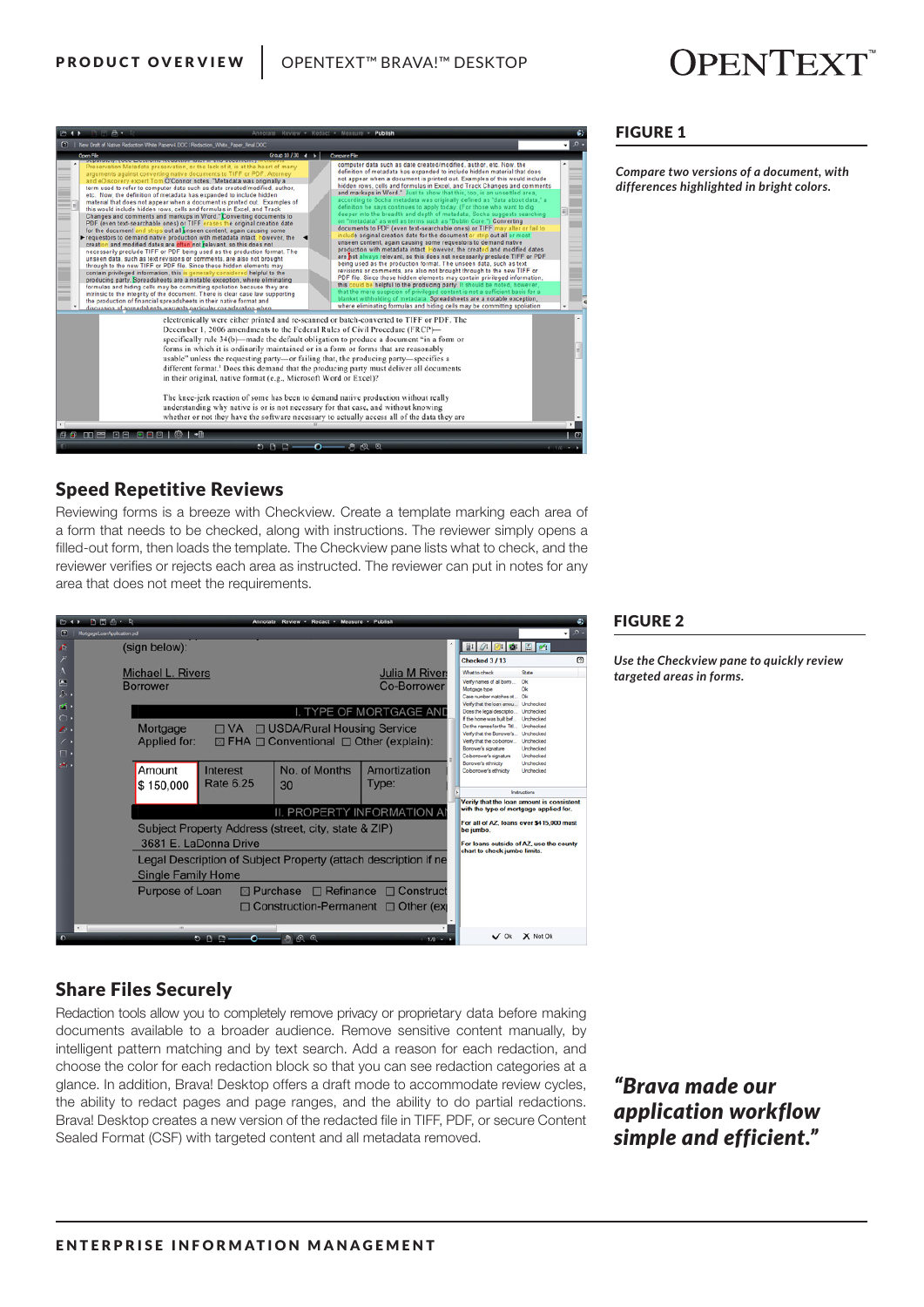## FIGURE 1

*Compare two versions of a document, with differences highlighted in bright colors.*

## Speed Repetitive Reviews

Reviewing forms is a breeze with Checkview. Create a template marking each area of a form that needs to be checked, along with instructions. The reviewer simply opens a filled-out form, then loads the template. The Checkview pane lists what to check, and the reviewer verifies or rejects each area as instructed. The reviewer can put in notes for any area that does not meet the requirements.

## FIGURE 2

*Use the Checkview pane to quickly review targeted areas in forms.*

## Share Files Securely

Redaction tools allow you to completely remove privacy or proprietary data before making documents available to a broader audience. Remove sensitive content manually, by intelligent pattern matching and by text search. Add a reason for each redaction, and choose the color for each redaction block so that you can see redaction categories at a glance. In addition, Brava! Desktop offers a draft mode to accommodate review cycles, the ability to redact pages and page ranges, and the ability to do partial redactions. Brava! Desktop creates a new version of the redacted file in TIFF, PDF, or secure Content Sealed Format (CSF) with targeted content and all metadata removed.

***"Brava made our application workflow simple and efficient."***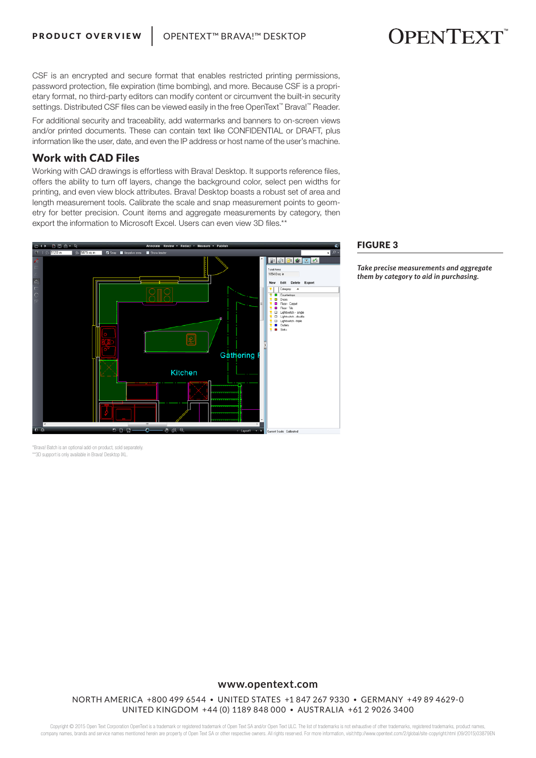CSF is an encrypted and secure format that enables restricted printing permissions, password protection, file expiration (time bombing), and more. Because CSF is a proprietary format, no third-party editors can modify content or circumvent the built-in security settings. Distributed CSF files can be viewed easily in the free OpenText™ Brava!™ Reader.

For additional security and traceability, add watermarks and banners to on-screen views and/or printed documents. These can contain text like CONFIDENTIAL or DRAFT, plus information like the user, date, and even the IP address or host name of the user's machine.

## Work with CAD Files

Working with CAD drawings is effortless with Brava! Desktop. It supports reference files, offers the ability to turn off layers, change the background color, select pen widths for printing, and even view block attributes. Brava! Desktop boasts a robust set of area and length measurement tools. Calibrate the scale and snap measurement points to geometry for better precision. Count items and aggregate measurements by category, then export the information to Microsoft Excel. Users can even view 3D files.**

### FIGURE 3

***Take precise measurements and aggregate them by category to aid in purchasing.***

*Brava! Batch is an optional add-on product, sold separately.
**3D support is only available in Brava! Desktop IXL.

**www.opentext.com**

NORTH AMERICA +800 499 6544 • UNITED STATES +1 847 267 9330 • GERMANY +49 89 4629-0
UNITED KINGDOM +44 (0) 1189 848 000 • AUSTRALIA +61 2 9026 3400

Copyright © 2015 Open Text Corporation OpenText is a trademark or registered trademark of Open Text SA and/or Open Text ULC. The list of trademarks is not exhaustive of other trademarks, registered trademarks, product names, company names, brands and service names mentioned herein are property of Open Text SA or other respective owners. All rights reserved. For more information, visit:http://www.opentext.com/2/global/site-copyright.html (09/2015)03879EN